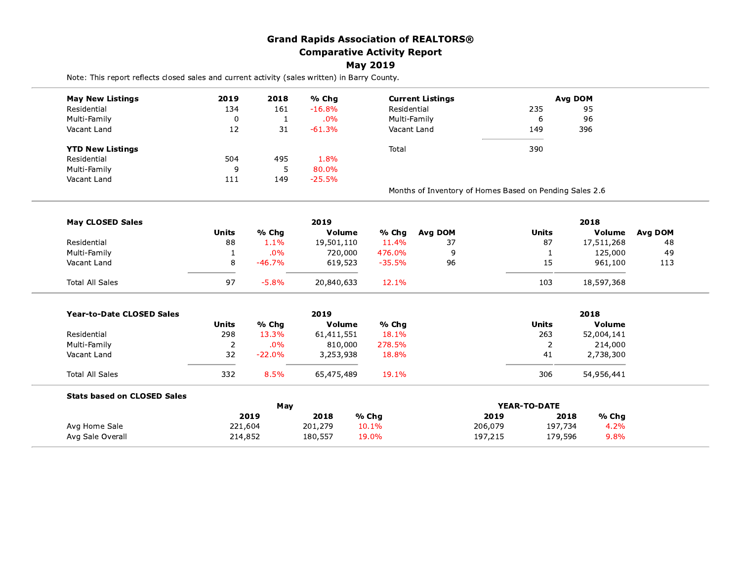# Grand Rapids Association of REALTORS®
## Comparative Activity Report
## May 2019

Note: This report reflects closed sales and current activity (sales written) in Barry County.

| May New Listings | 2019 | 2018 | % Chg |
|---|---|---|---|
| Residential | 134 | 161 | -16.8% |
| Multi-Family | 0 | 1 | .0% |
| Vacant Land | 12 | 31 | -61.3% |

| YTD New Listings | 2019 | 2018 | % Chg |
|---|---|---|---|
| Residential | 504 | 495 | 1.8% |
| Multi-Family | 9 | 5 | 80.0% |
| Vacant Land | 111 | 149 | -25.5% |

| Current Listings | | Avg DOM |
|---|---|---|
| Residential | 235 | 95 |
| Multi-Family | 6 | 96 |
| Vacant Land | 149 | 396 |
| Total | 390 | |

Months of Inventory of Homes Based on Pending Sales 2.6

| May CLOSED Sales | 2019 Units | % Chg | 2019 Volume | % Chg | Avg DOM | 2018 Units | 2018 Volume | Avg DOM |
|---|---|---|---|---|---|---|---|---|
| Residential | 88 | 1.1% | 19,501,110 | 11.4% | 37 | 87 | 17,511,268 | 48 |
| Multi-Family | 1 | .0% | 720,000 | 476.0% | 9 | 1 | 125,000 | 49 |
| Vacant Land | 8 | -46.7% | 619,523 | -35.5% | 96 | 15 | 961,100 | 113 |
| Total All Sales | 97 | -5.8% | 20,840,633 | 12.1% | | 103 | 18,597,368 | |

| Year-to-Date CLOSED Sales | 2019 Units | % Chg | 2019 Volume | % Chg | 2018 Units | 2018 Volume |
|---|---|---|---|---|---|---|
| Residential | 298 | 13.3% | 61,411,551 | 18.1% | 263 | 52,004,141 |
| Multi-Family | 2 | .0% | 810,000 | 278.5% | 2 | 214,000 |
| Vacant Land | 32 | -22.0% | 3,253,938 | 18.8% | 41 | 2,738,300 |
| Total All Sales | 332 | 8.5% | 65,475,489 | 19.1% | 306 | 54,956,441 |

**Stats based on CLOSED Sales**

| | May 2019 | May 2018 | May % Chg | YTD 2019 | YTD 2018 | YTD % Chg |
|---|---|---|---|---|---|---|
| Avg Home Sale | 221,604 | 201,279 | 10.1% | 206,079 | 197,734 | 4.2% |
| Avg Sale Overall | 214,852 | 180,557 | 19.0% | 197,215 | 179,596 | 9.8% |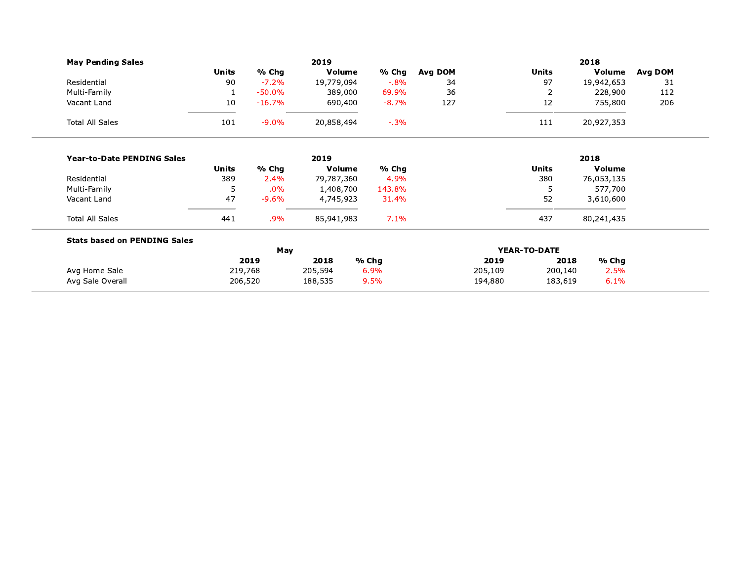## May Pending Sales

| | 2019 | | | | | 2018 | | |
|---|---|---|---|---|---|---|---|---|
| | Units | % Chg | Volume | % Chg | Avg DOM | Units | Volume | Avg DOM |
| Residential | 90 | -7.2% | 19,779,094 | -.8% | 34 | 97 | 19,942,653 | 31 |
| Multi-Family | 1 | -50.0% | 389,000 | 69.9% | 36 | 2 | 228,900 | 112 |
| Vacant Land | 10 | -16.7% | 690,400 | -8.7% | 127 | 12 | 755,800 | 206 |
| Total All Sales | 101 | -9.0% | 20,858,494 | -.3% | | 111 | 20,927,353 | |

## Year-to-Date PENDING Sales

| | 2019 | | | | 2018 | |
|---|---|---|---|---|---|---|
| | Units | % Chg | Volume | % Chg | Units | Volume |
| Residential | 389 | 2.4% | 79,787,360 | 4.9% | 380 | 76,053,135 |
| Multi-Family | 5 | .0% | 1,408,700 | 143.8% | 5 | 577,700 |
| Vacant Land | 47 | -9.6% | 4,745,923 | 31.4% | 52 | 3,610,600 |
| Total All Sales | 441 | .9% | 85,941,983 | 7.1% | 437 | 80,241,435 |

## Stats based on PENDING Sales

| | May | | | YEAR-TO-DATE | | |
|---|---|---|---|---|---|---|
| | 2019 | 2018 | % Chg | 2019 | 2018 | % Chg |
| Avg Home Sale | 219,768 | 205,594 | 6.9% | 205,109 | 200,140 | 2.5% |
| Avg Sale Overall | 206,520 | 188,535 | 9.5% | 194,880 | 183,619 | 6.1% |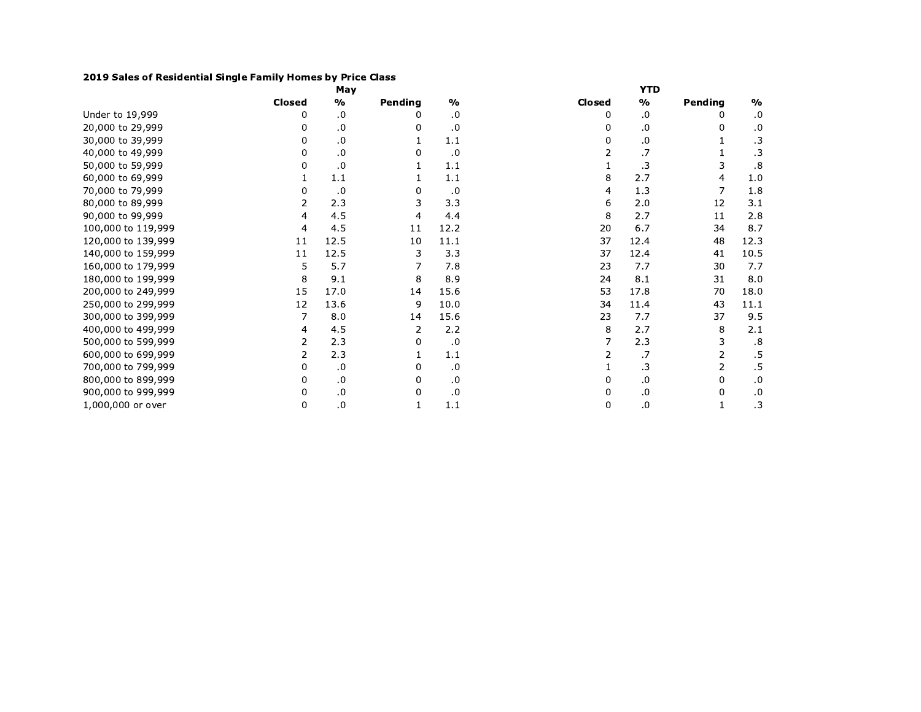**2019 Sales of Residential Single Family Homes by Price Class**

| | May | | | | YTD | | | |
|---|---|---|---|---|---|---|---|---|
| | Closed | % | Pending | % | Closed | % | Pending | % |
| Under to 19,999 | 0 | .0 | 0 | .0 | 0 | .0 | 0 | .0 |
| 20,000 to 29,999 | 0 | .0 | 0 | .0 | 0 | .0 | 0 | .0 |
| 30,000 to 39,999 | 0 | .0 | 1 | 1.1 | 0 | .0 | 1 | .3 |
| 40,000 to 49,999 | 0 | .0 | 0 | .0 | 2 | .7 | 1 | .3 |
| 50,000 to 59,999 | 0 | .0 | 1 | 1.1 | 1 | .3 | 3 | .8 |
| 60,000 to 69,999 | 1 | 1.1 | 1 | 1.1 | 8 | 2.7 | 4 | 1.0 |
| 70,000 to 79,999 | 0 | .0 | 0 | .0 | 4 | 1.3 | 7 | 1.8 |
| 80,000 to 89,999 | 2 | 2.3 | 3 | 3.3 | 6 | 2.0 | 12 | 3.1 |
| 90,000 to 99,999 | 4 | 4.5 | 4 | 4.4 | 8 | 2.7 | 11 | 2.8 |
| 100,000 to 119,999 | 4 | 4.5 | 11 | 12.2 | 20 | 6.7 | 34 | 8.7 |
| 120,000 to 139,999 | 11 | 12.5 | 10 | 11.1 | 37 | 12.4 | 48 | 12.3 |
| 140,000 to 159,999 | 11 | 12.5 | 3 | 3.3 | 37 | 12.4 | 41 | 10.5 |
| 160,000 to 179,999 | 5 | 5.7 | 7 | 7.8 | 23 | 7.7 | 30 | 7.7 |
| 180,000 to 199,999 | 8 | 9.1 | 8 | 8.9 | 24 | 8.1 | 31 | 8.0 |
| 200,000 to 249,999 | 15 | 17.0 | 14 | 15.6 | 53 | 17.8 | 70 | 18.0 |
| 250,000 to 299,999 | 12 | 13.6 | 9 | 10.0 | 34 | 11.4 | 43 | 11.1 |
| 300,000 to 399,999 | 7 | 8.0 | 14 | 15.6 | 23 | 7.7 | 37 | 9.5 |
| 400,000 to 499,999 | 4 | 4.5 | 2 | 2.2 | 8 | 2.7 | 8 | 2.1 |
| 500,000 to 599,999 | 2 | 2.3 | 0 | .0 | 7 | 2.3 | 3 | .8 |
| 600,000 to 699,999 | 2 | 2.3 | 1 | 1.1 | 2 | .7 | 2 | .5 |
| 700,000 to 799,999 | 0 | .0 | 0 | .0 | 1 | .3 | 2 | .5 |
| 800,000 to 899,999 | 0 | .0 | 0 | .0 | 0 | .0 | 0 | .0 |
| 900,000 to 999,999 | 0 | .0 | 0 | .0 | 0 | .0 | 0 | .0 |
| 1,000,000 or over | 0 | .0 | 1 | 1.1 | 0 | .0 | 1 | .3 |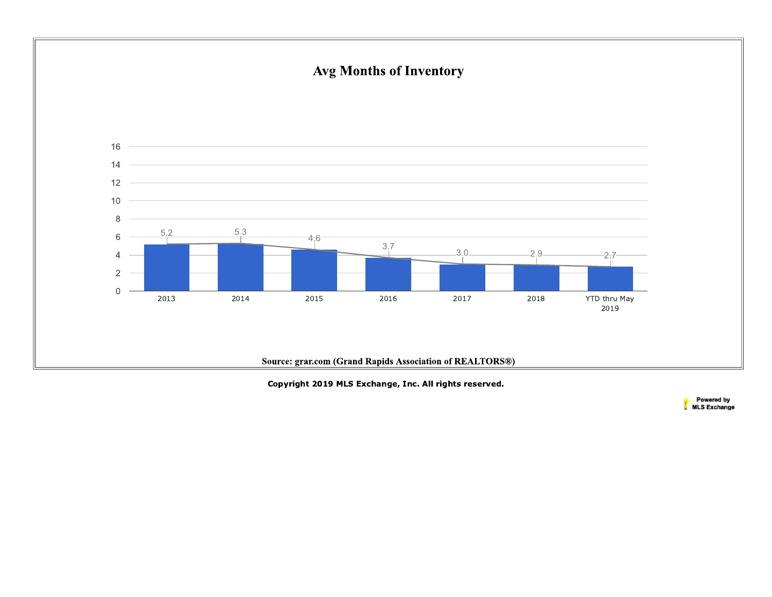# Avg Months of Inventory

16
14
12
10
8
6
4
2
0

5.2
5.3
4.6
3.7
3.0
2.9
2.7

2013
2014
2015
2016
2017
2018
YTD thru May 2019

**Source: grar.com (Grand Rapids Association of REALTORS®)**

**Copyright 2019 MLS Exchange, Inc. All rights reserved.**

Powered by MLS Exchange